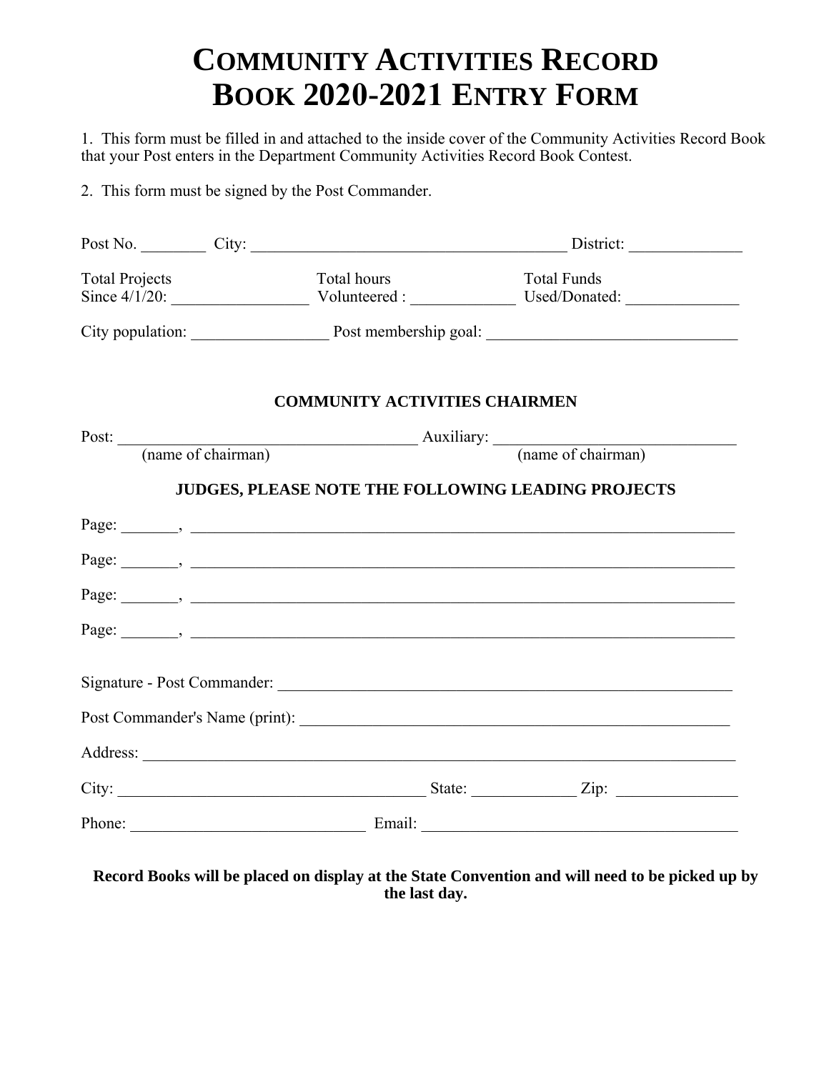# COMMUNITY ACTIVITIES RECORD BOOK 2020-2021 ENTRY FORM

1. This form must be filled in and attached to the inside cover of the Community Activities Record Book that your Post enters in the Department Community Activities Record Book Contest.

2. This form must be signed by the Post Commander.

Post No. ________ City: ________________________________________ District: ______________

Total Projects Since 4/1/20: _________________ Total hours Volunteered : _____________ Total Funds Used/Donated: ______________

City population: _________________ Post membership goal: _______________________________

**COMMUNITY ACTIVITIES CHAIRMEN**

Post: _____________________________________ Auxiliary: _____________________________
(name of chairman) (name of chairman)

**JUDGES, PLEASE NOTE THE FOLLOWING LEADING PROJECTS**

Page: _______, ______________________________________________________________________

Page: _______, ______________________________________________________________________

Page: _______, ______________________________________________________________________

Page: _______, ______________________________________________________________________

Signature - Post Commander: _________________________________________________________

Post Commander's Name (print): ______________________________________________________

Address: ___________________________________________________________________________

City: _______________________________________ State: _____________ Zip: _______________

Phone: _____________________________ Email: _______________________________________

**Record Books will be placed on display at the State Convention and will need to be picked up by the last day.**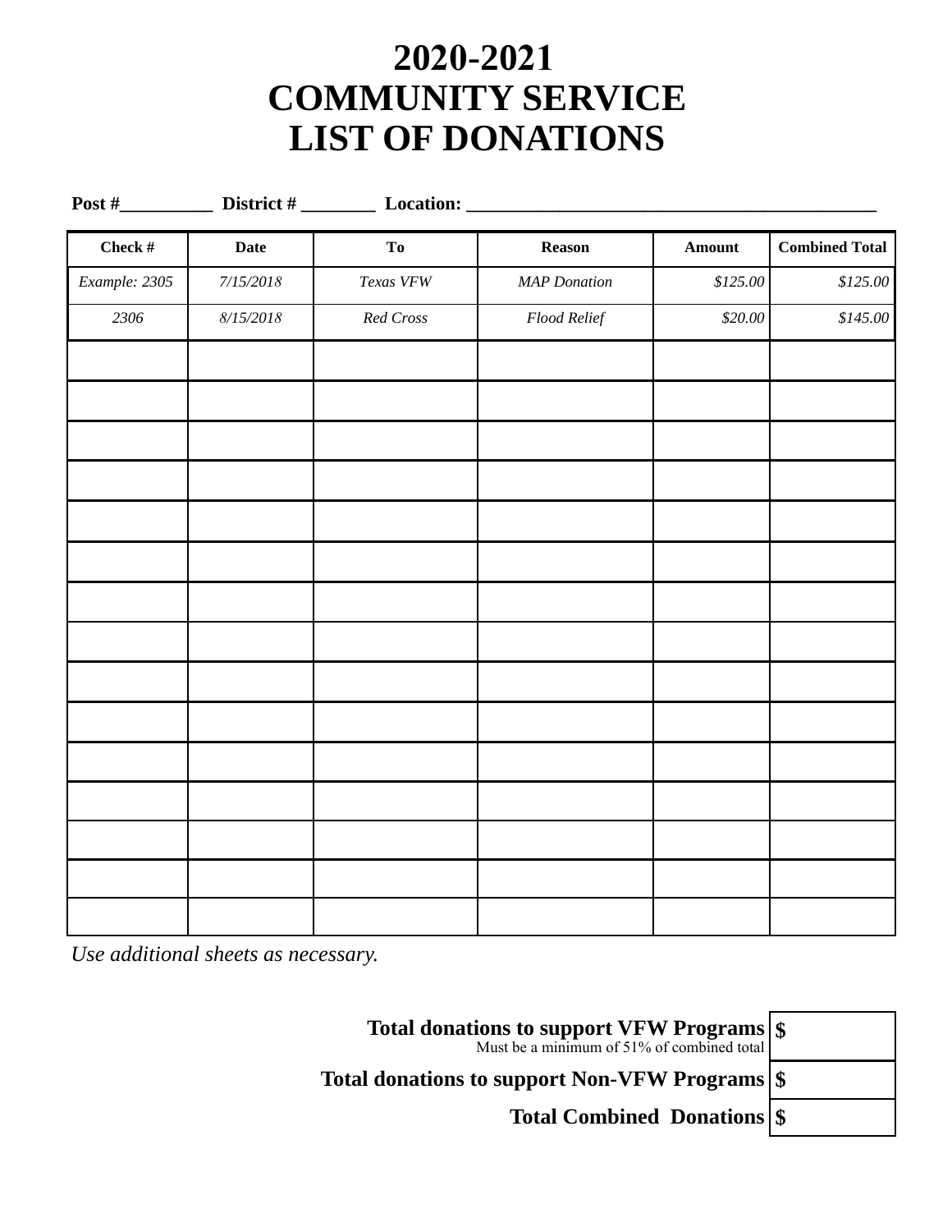# 2020-2021
# COMMUNITY SERVICE
# LIST OF DONATIONS

**Post #__________ District # ________ Location: ____________________________________________**

| Check # | Date | To | Reason | Amount | Combined Total |
|---|---|---|---|---|---|
| *Example: 2305* | *7/15/2018* | *Texas VFW* | *MAP Donation* | *$125.00* | *$125.00* |
| *2306* | *8/15/2018* | *Red Cross* | *Flood Relief* | *$20.00* | *$145.00* |
| | | | | | |
| | | | | | |
| | | | | | |
| | | | | | |
| | | | | | |
| | | | | | |
| | | | | | |
| | | | | | |
| | | | | | |
| | | | | | |
| | | | | | |
| | | | | | |
| | | | | | |
| | | | | | |
| | | | | | |

*Use additional sheets as necessary.*

| | |
|---|---|
| **Total donations to support VFW Programs** Must be a minimum of 51% of combined total | **$** |
| **Total donations to support Non-VFW Programs** | **$** |
| **Total Combined Donations** | **$** |